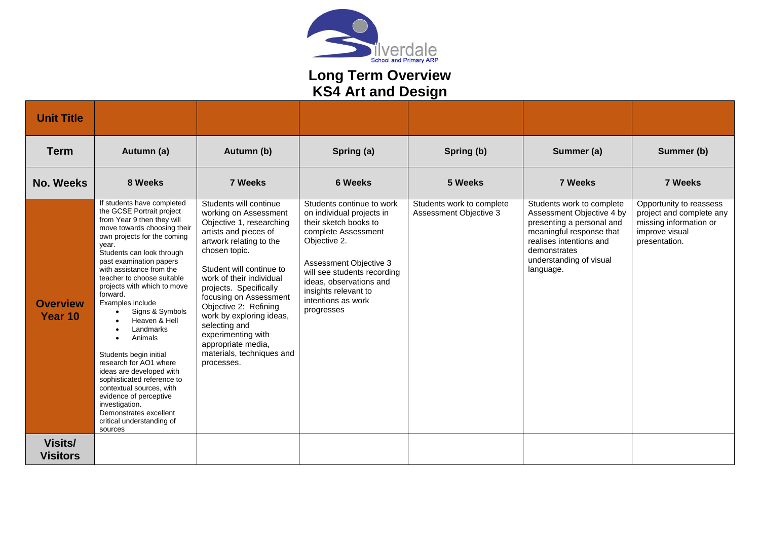Silverdale School and Primary ARP

# Long Term Overview
# KS4 Art and Design

| **Unit Title** | | | | | | |
|---|---|---|---|---|---|---|
| **Term** | **Autumn (a)** | **Autumn (b)** | **Spring (a)** | **Spring (b)** | **Summer (a)** | **Summer (b)** |
| **No. Weeks** | **8 Weeks** | **7 Weeks** | **6 Weeks** | **5 Weeks** | **7 Weeks** | **7 Weeks** |
| **Overview Year 10** | If students have completed the GCSE Portrait project from Year 9 then they will move towards choosing their own projects for the coming year.<br>Students can look through past examination papers with assistance from the teacher to choose suitable projects with which to move forward.<br>Examples include<br>• Signs & Symbols<br>• Heaven & Hell<br>• Landmarks<br>• Animals<br><br>Students begin initial research for AO1 where ideas are developed with sophisticated reference to contextual sources, with evidence of perceptive investigation.<br>Demonstrates excellent critical understanding of sources | Students will continue working on Assessment Objective 1, researching artists and pieces of artwork relating to the chosen topic.<br><br>Student will continue to work of their individual projects. Specifically focusing on Assessment Objective 2: Refining work by exploring ideas, selecting and experimenting with appropriate media, materials, techniques and processes. | Students continue to work on individual projects in their sketch books to complete Assessment Objective 2.<br><br>Assessment Objective 3 will see students recording ideas, observations and insights relevant to intentions as work progresses | Students work to complete Assessment Objective 3 | Students work to complete Assessment Objective 4 by presenting a personal and meaningful response that realises intentions and demonstrates understanding of visual language. | Opportunity to reassess project and complete any missing information or improve visual presentation. |
| **Visits/ Visitors** | | | | | | |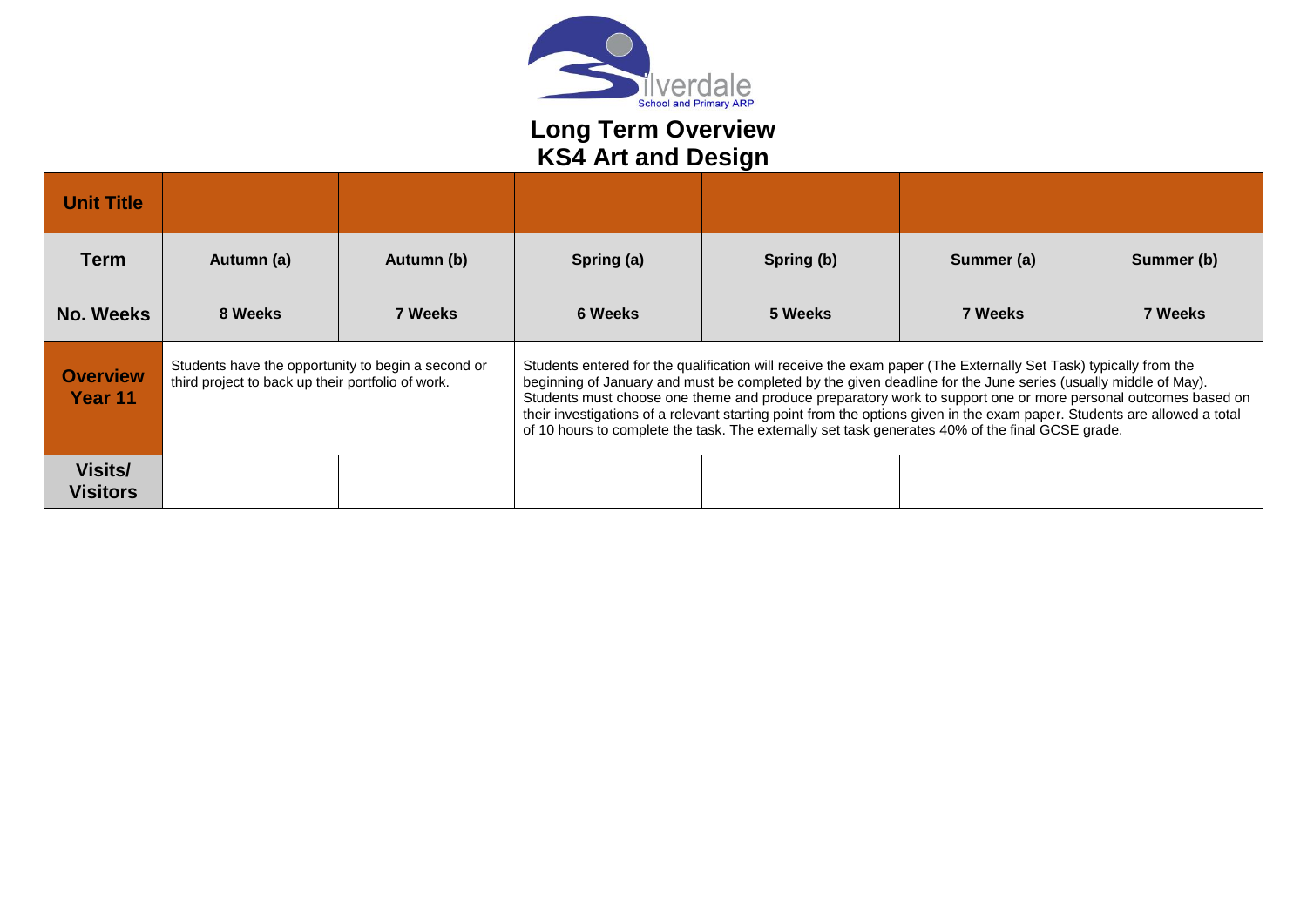# Long Term Overview
## KS4 Art and Design

| Unit Title | | | | | | |
|---|---|---|---|---|---|---|
| **Term** | **Autumn (a)** | **Autumn (b)** | **Spring (a)** | **Spring (b)** | **Summer (a)** | **Summer (b)** |
| **No. Weeks** | **8 Weeks** | **7 Weeks** | **6 Weeks** | **5 Weeks** | **7 Weeks** | **7 Weeks** |
| **Overview Year 11** | Students have the opportunity to begin a second or third project to back up their portfolio of work. | | Students entered for the qualification will receive the exam paper (The Externally Set Task) typically from the beginning of January and must be completed by the given deadline for the June series (usually middle of May). Students must choose one theme and produce preparatory work to support one or more personal outcomes based on their investigations of a relevant starting point from the options given in the exam paper. Students are allowed a total of 10 hours to complete the task. The externally set task generates 40% of the final GCSE grade. | | | |
| **Visits/ Visitors** | | | | | | |